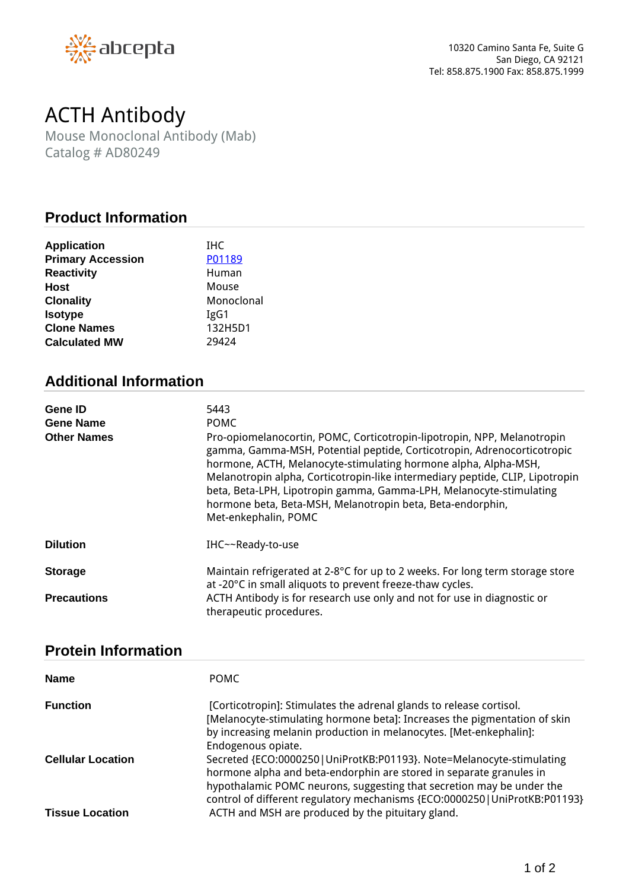10320 Camino Santa Fe, Suite G
San Diego, CA 92121
Tel: 858.875.1900 Fax: 858.875.1999

# ACTH Antibody

Mouse Monoclonal Antibody (Mab)
Catalog # AD80249

## Product Information

| | |
|---|---|
| **Application** | IHC |
| **Primary Accession** | P01189 |
| **Reactivity** | Human |
| **Host** | Mouse |
| **Clonality** | Monoclonal |
| **Isotype** | IgG1 |
| **Clone Names** | 132H5D1 |
| **Calculated MW** | 29424 |

## Additional Information

| | |
|---|---|
| **Gene ID** | 5443 |
| **Gene Name** | POMC |
| **Other Names** | Pro-opiomelanocortin, POMC, Corticotropin-lipotropin, NPP, Melanotropin gamma, Gamma-MSH, Potential peptide, Corticotropin, Adrenocorticotropic hormone, ACTH, Melanocyte-stimulating hormone alpha, Alpha-MSH, Melanotropin alpha, Corticotropin-like intermediary peptide, CLIP, Lipotropin beta, Beta-LPH, Lipotropin gamma, Gamma-LPH, Melanocyte-stimulating hormone beta, Beta-MSH, Melanotropin beta, Beta-endorphin, Met-enkephalin, POMC |
| **Dilution** | IHC~~Ready-to-use |
| **Storage** | Maintain refrigerated at 2-8°C for up to 2 weeks. For long term storage store at -20°C in small aliquots to prevent freeze-thaw cycles. |
| **Precautions** | ACTH Antibody is for research use only and not for use in diagnostic or therapeutic procedures. |

## Protein Information

| | |
|---|---|
| **Name** | POMC |
| **Function** | [Corticotropin]: Stimulates the adrenal glands to release cortisol. [Melanocyte-stimulating hormone beta]: Increases the pigmentation of skin by increasing melanin production in melanocytes. [Met-enkephalin]: Endogenous opiate. |
| **Cellular Location** | Secreted {ECO:0000250\|UniProtKB:P01193}. Note=Melanocyte-stimulating hormone alpha and beta-endorphin are stored in separate granules in hypothalamic POMC neurons, suggesting that secretion may be under the control of different regulatory mechanisms {ECO:0000250\|UniProtKB:P01193} |
| **Tissue Location** | ACTH and MSH are produced by the pituitary gland. |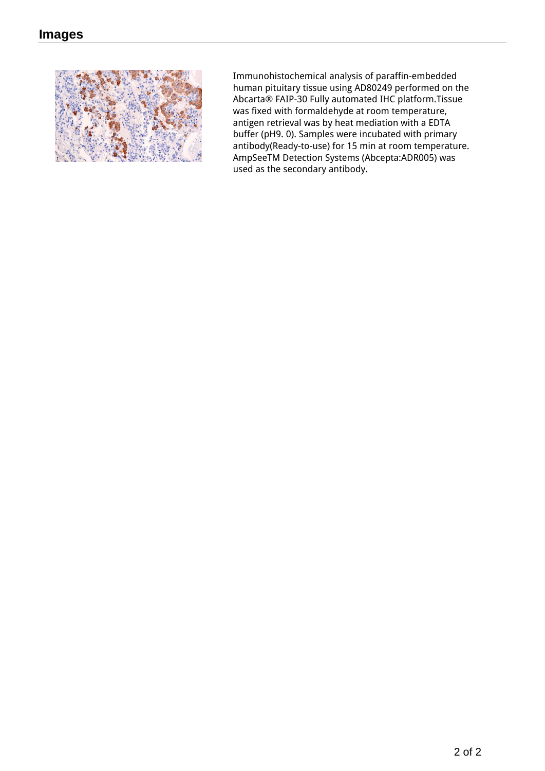## Images

Immunohistochemical analysis of paraffin-embedded human pituitary tissue using AD80249 performed on the Abcarta® FAIP-30 Fully automated IHC platform.Tissue was fixed with formaldehyde at room temperature, antigen retrieval was by heat mediation with a EDTA buffer (pH9. 0). Samples were incubated with primary antibody(Ready-to-use) for 15 min at room temperature. AmpSeeTM Detection Systems (Abcepta:ADR005) was used as the secondary antibody.